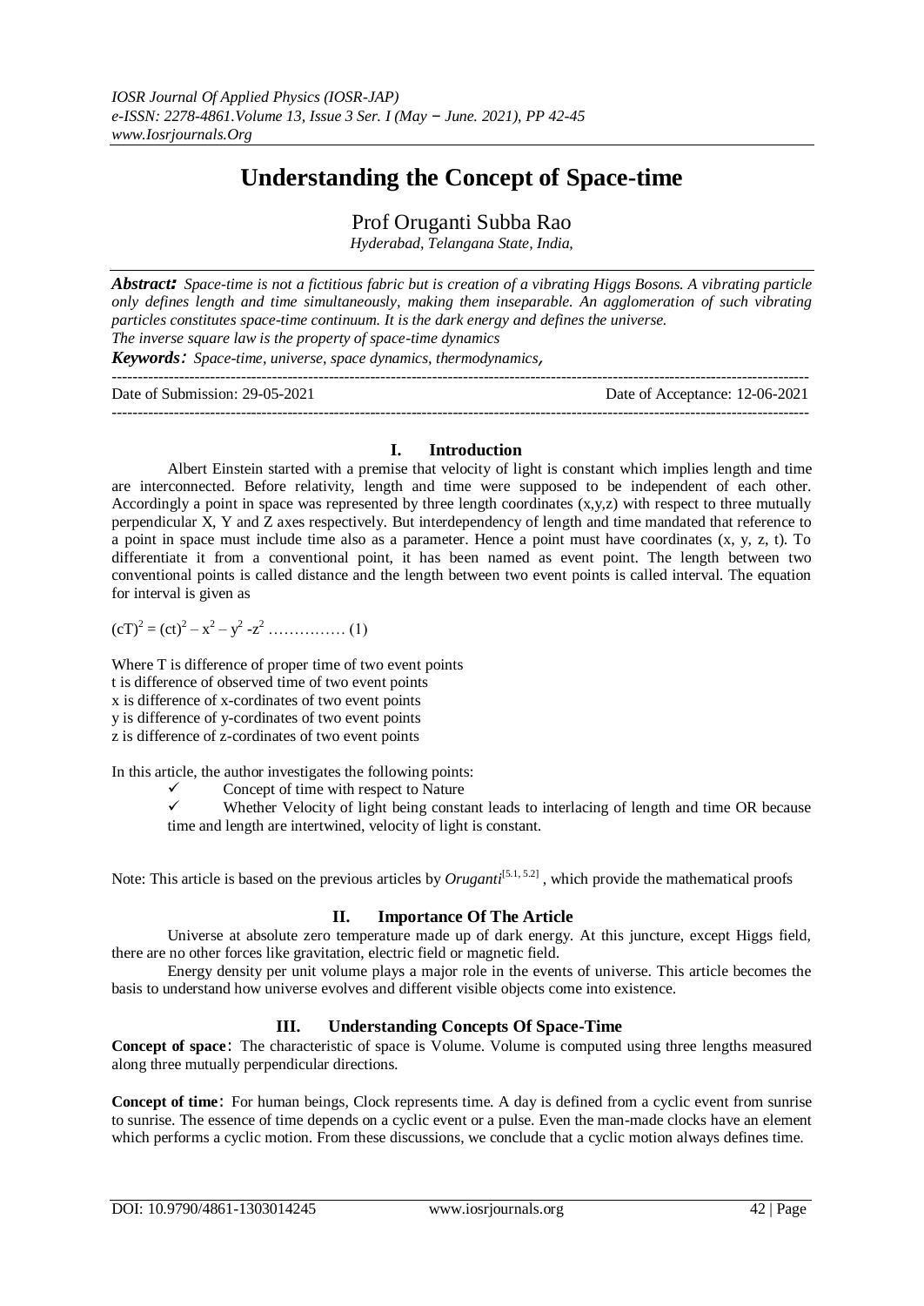# Understanding the Concept of Space-time

Prof Oruganti Subba Rao

*Hyderabad, Telangana State, India,*

***Abstract:*** *Space-time is not a fictitious fabric but is creation of a vibrating Higgs Bosons. A vibrating particle only defines length and time simultaneously, making them inseparable. An agglomeration of such vibrating particles constitutes space-time continuum. It is the dark energy and defines the universe. The inverse square law is the property of space-time dynamics*

***Keywords:*** *Space-time, universe, space dynamics, thermodynamics,*

---

Date of Submission: 29-05-2021 Date of Acceptance: 12-06-2021

---

## I. Introduction

Albert Einstein started with a premise that velocity of light is constant which implies length and time are interconnected. Before relativity, length and time were supposed to be independent of each other. Accordingly a point in space was represented by three length coordinates (x,y,z) with respect to three mutually perpendicular X, Y and Z axes respectively. But interdependency of length and time mandated that reference to a point in space must include time also as a parameter. Hence a point must have coordinates (x, y, z, t). To differentiate it from a conventional point, it has been named as event point. The length between two conventional points is called distance and the length between two event points is called interval. The equation for interval is given as

$$(cT)^2 = (ct)^2 - x^2 - y^2 - z^2 \quad \ldots\ldots\ldots\ldots\ldots (1)$$

Where T is difference of proper time of two event points
t is difference of observed time of two event points
x is difference of x-cordinates of two event points
y is difference of y-cordinates of two event points
z is difference of z-cordinates of two event points

In this article, the author investigates the following points:

- ✓ Concept of time with respect to Nature
- ✓ Whether Velocity of light being constant leads to interlacing of length and time OR because time and length are intertwined, velocity of light is constant.

Note: This article is based on the previous articles by *Oruganti*[5.1, 5.2] , which provide the mathematical proofs

## II. Importance Of The Article

Universe at absolute zero temperature made up of dark energy. At this juncture, except Higgs field, there are no other forces like gravitation, electric field or magnetic field.

Energy density per unit volume plays a major role in the events of universe. This article becomes the basis to understand how universe evolves and different visible objects come into existence.

## III. Understanding Concepts Of Space-Time

**Concept of space:** The characteristic of space is Volume. Volume is computed using three lengths measured along three mutually perpendicular directions.

**Concept of time:** For human beings, Clock represents time. A day is defined from a cyclic event from sunrise to sunrise. The essence of time depends on a cyclic event or a pulse. Even the man-made clocks have an element which performs a cyclic motion. From these discussions, we conclude that a cyclic motion always defines time.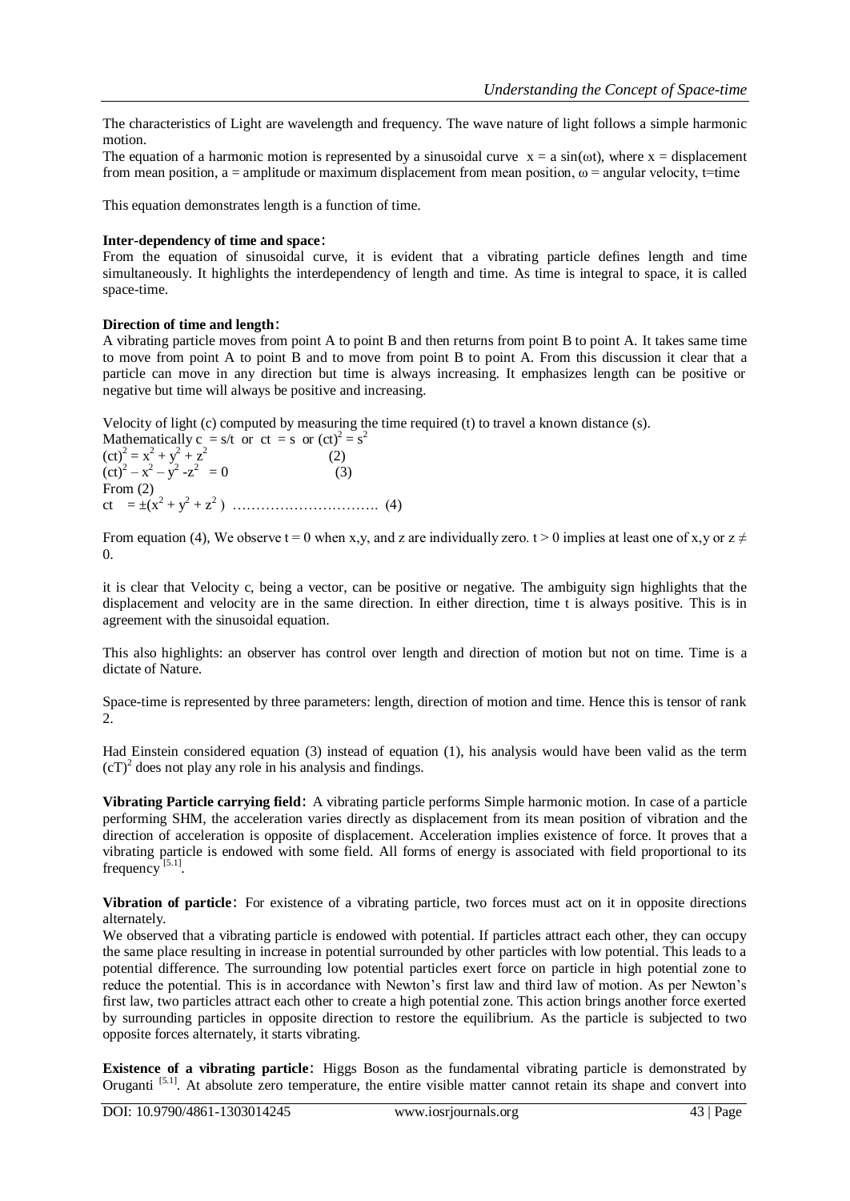The characteristics of Light are wavelength and frequency. The wave nature of light follows a simple harmonic motion.

The equation of a harmonic motion is represented by a sinusoidal curve $x = a \sin(\omega t)$, where $x$ = displacement from mean position, $a$ = amplitude or maximum displacement from mean position, $\omega$ = angular velocity, $t$=time

This equation demonstrates length is a function of time.

**Inter-dependency of time and space:**

From the equation of sinusoidal curve, it is evident that a vibrating particle defines length and time simultaneously. It highlights the interdependency of length and time. As time is integral to space, it is called space-time.

**Direction of time and length:**

A vibrating particle moves from point A to point B and then returns from point B to point A. It takes same time to move from point A to point B and to move from point B to point A. From this discussion it clear that a particle can move in any direction but time is always increasing. It emphasizes length can be positive or negative but time will always be positive and increasing.

Velocity of light (c) computed by measuring the time required (t) to travel a known distance (s).

Mathematically $c = s/t$ or $ct = s$ or $(ct)^2 = s^2$

$$(ct)^2 = x^2 + y^2 + z^2 \qquad (2)$$

$$(ct)^2 - x^2 - y^2 - z^2 = 0 \qquad (3)$$

From (2)

$$ct = \pm(x^2 + y^2 + z^2) \quad \ldots\ldots\ldots\ldots\ldots\ldots\ldots\ldots\ldots\ldots \quad (4)$$

From equation (4), We observe $t = 0$ when x,y, and z are individually zero. $t > 0$ implies at least one of x,y or $z \neq 0$.

it is clear that Velocity c, being a vector, can be positive or negative. The ambiguity sign highlights that the displacement and velocity are in the same direction. In either direction, time t is always positive. This is in agreement with the sinusoidal equation.

This also highlights: an observer has control over length and direction of motion but not on time. Time is a dictate of Nature.

Space-time is represented by three parameters: length, direction of motion and time. Hence this is tensor of rank 2.

Had Einstein considered equation (3) instead of equation (1), his analysis would have been valid as the term $(cT)^2$ does not play any role in his analysis and findings.

**Vibrating Particle carrying field:** A vibrating particle performs Simple harmonic motion. In case of a particle performing SHM, the acceleration varies directly as displacement from its mean position of vibration and the direction of acceleration is opposite of displacement. Acceleration implies existence of force. It proves that a vibrating particle is endowed with some field. All forms of energy is associated with field proportional to its frequency [5.1].

**Vibration of particle:** For existence of a vibrating particle, two forces must act on it in opposite directions alternately.

We observed that a vibrating particle is endowed with potential. If particles attract each other, they can occupy the same place resulting in increase in potential surrounded by other particles with low potential. This leads to a potential difference. The surrounding low potential particles exert force on particle in high potential zone to reduce the potential. This is in accordance with Newton's first law and third law of motion. As per Newton's first law, two particles attract each other to create a high potential zone. This action brings another force exerted by surrounding particles in opposite direction to restore the equilibrium. As the particle is subjected to two opposite forces alternately, it starts vibrating.

**Existence of a vibrating particle:** Higgs Boson as the fundamental vibrating particle is demonstrated by Oruganti [5.1]. At absolute zero temperature, the entire visible matter cannot retain its shape and convert into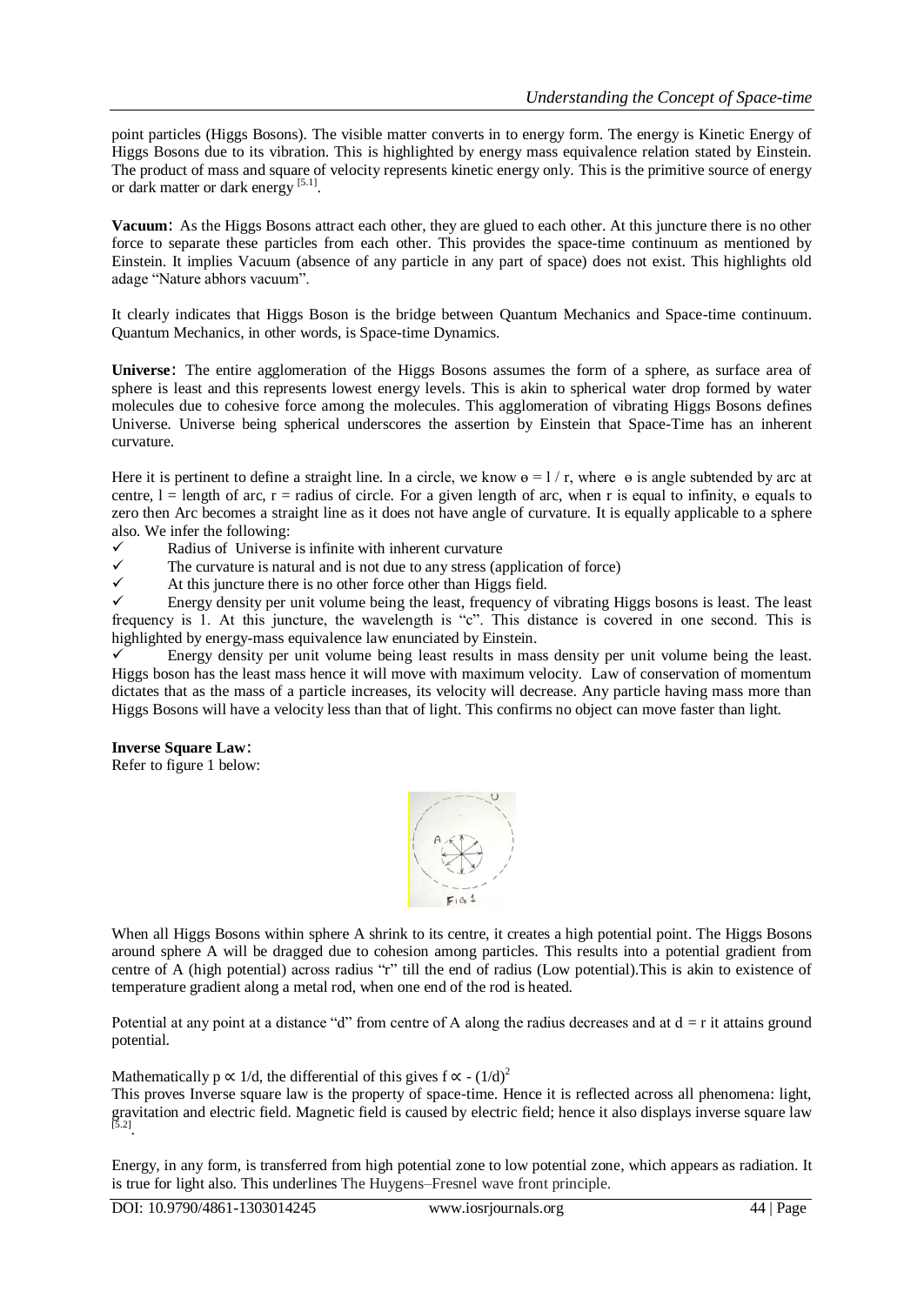point particles (Higgs Bosons). The visible matter converts in to energy form. The energy is Kinetic Energy of Higgs Bosons due to its vibration. This is highlighted by energy mass equivalence relation stated by Einstein. The product of mass and square of velocity represents kinetic energy only. This is the primitive source of energy or dark matter or dark energy [5.1].

**Vacuum**: As the Higgs Bosons attract each other, they are glued to each other. At this juncture there is no other force to separate these particles from each other. This provides the space-time continuum as mentioned by Einstein. It implies Vacuum (absence of any particle in any part of space) does not exist. This highlights old adage "Nature abhors vacuum".

It clearly indicates that Higgs Boson is the bridge between Quantum Mechanics and Space-time continuum. Quantum Mechanics, in other words, is Space-time Dynamics.

**Universe**: The entire agglomeration of the Higgs Bosons assumes the form of a sphere, as surface area of sphere is least and this represents lowest energy levels. This is akin to spherical water drop formed by water molecules due to cohesive force among the molecules. This agglomeration of vibrating Higgs Bosons defines Universe. Universe being spherical underscores the assertion by Einstein that Space-Time has an inherent curvature.

Here it is pertinent to define a straight line. In a circle, we know $\theta = l / r$, where $\theta$ is angle subtended by arc at centre, $l$ = length of arc, $r$ = radius of circle. For a given length of arc, when r is equal to infinity, $\theta$ equals to zero then Arc becomes a straight line as it does not have angle of curvature. It is equally applicable to a sphere also. We infer the following:

- ✓ Radius of Universe is infinite with inherent curvature
- ✓ The curvature is natural and is not due to any stress (application of force)
- ✓ At this juncture there is no other force other than Higgs field.
- ✓ Energy density per unit volume being the least, frequency of vibrating Higgs bosons is least. The least frequency is 1. At this juncture, the wavelength is "c". This distance is covered in one second. This is highlighted by energy-mass equivalence law enunciated by Einstein.
- ✓ Energy density per unit volume being least results in mass density per unit volume being the least. Higgs boson has the least mass hence it will move with maximum velocity. Law of conservation of momentum dictates that as the mass of a particle increases, its velocity will decrease. Any particle having mass more than Higgs Bosons will have a velocity less than that of light. This confirms no object can move faster than light.

**Inverse Square Law**:
Refer to figure 1 below:

FIG 1

When all Higgs Bosons within sphere A shrink to its centre, it creates a high potential point. The Higgs Bosons around sphere A will be dragged due to cohesion among particles. This results into a potential gradient from centre of A (high potential) across radius "r" till the end of radius (Low potential).This is akin to existence of temperature gradient along a metal rod, when one end of the rod is heated.

Potential at any point at a distance "d" from centre of A along the radius decreases and at $d = r$ it attains ground potential.

Mathematically $p \propto 1/d$, the differential of this gives $f \propto -(1/d)^2$
This proves Inverse square law is the property of space-time. Hence it is reflected across all phenomena: light, gravitation and electric field. Magnetic field is caused by electric field; hence it also displays inverse square law [5.2].

Energy, in any form, is transferred from high potential zone to low potential zone, which appears as radiation. It is true for light also. This underlines The Huygens–Fresnel wave front principle.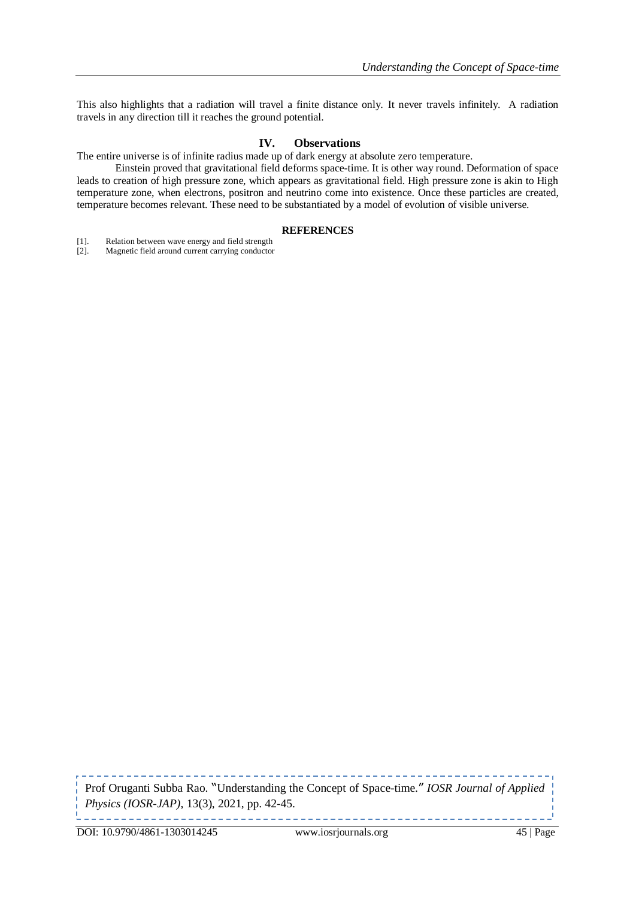This also highlights that a radiation will travel a finite distance only. It never travels infinitely. A radiation travels in any direction till it reaches the ground potential.

## IV. Observations

The entire universe is of infinite radius made up of dark energy at absolute zero temperature.

Einstein proved that gravitational field deforms space-time. It is other way round. Deformation of space leads to creation of high pressure zone, which appears as gravitational field. High pressure zone is akin to High temperature zone, when electrons, positron and neutrino come into existence. Once these particles are created, temperature becomes relevant. These need to be substantiated by a model of evolution of visible universe.

## REFERENCES

[1]. Relation between wave energy and field strength
[2]. Magnetic field around current carrying conductor

Prof Oruganti Subba Rao. "Understanding the Concept of Space-time." *IOSR Journal of Applied Physics (IOSR-JAP)*, 13(3), 2021, pp. 42-45.